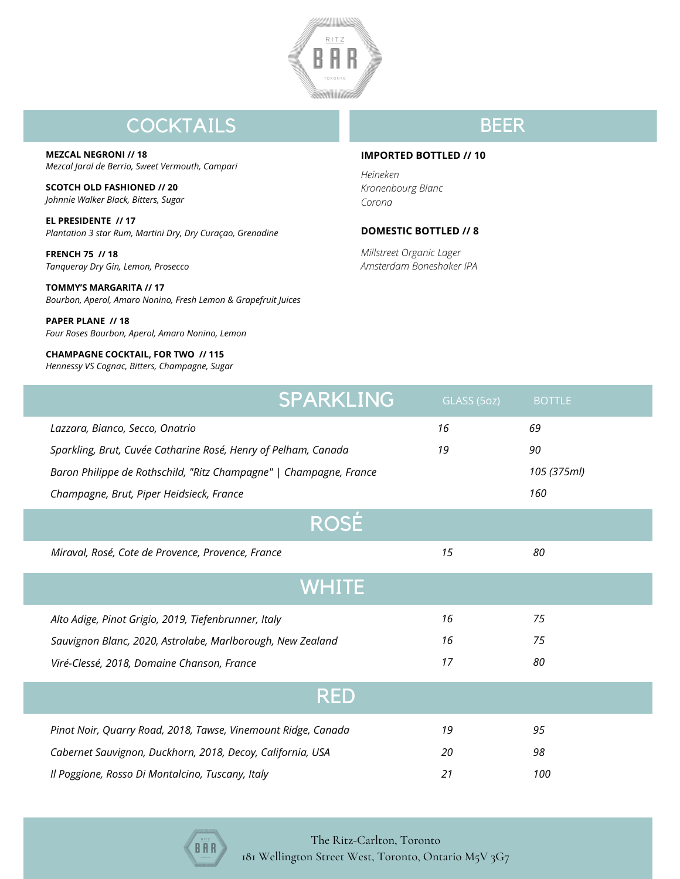RITZ

BAR

TORONTO

## COCKTAILS

**MEZCAL NEGRONI // 18**
*Mezcal Jaral de Berrio, Sweet Vermouth, Campari*

**SCOTCH OLD FASHIONED // 20**
*Johnnie Walker Black, Bitters, Sugar*

**EL PRESIDENTE // 17**
*Plantation 3 star Rum, Martini Dry, Dry Curaçao, Grenadine*

**FRENCH 75 // 18**
*Tanqueray Dry Gin, Lemon, Prosecco*

**TOMMY'S MARGARITA // 17**
*Bourbon, Aperol, Amaro Nonino, Fresh Lemon & Grapefruit Juices*

**PAPER PLANE // 18**
*Four Roses Bourbon, Aperol, Amaro Nonino, Lemon*

**CHAMPAGNE COCKTAIL, FOR TWO // 115**
*Hennessy VS Cognac, Bitters, Champagne, Sugar*

## BEER

**IMPORTED BOTTLED // 10**

*Heineken*
*Kronenbourg Blanc*
*Corona*

**DOMESTIC BOTTLED // 8**

*Millstreet Organic Lager*
*Amsterdam Boneshaker IPA*

## SPARKLING

| SPARKLING | GLASS (5oz) | BOTTLE |
|---|---|---|
| *Lazzara, Bianco, Secco, Onatrio* | *16* | *69* |
| *Sparkling, Brut, Cuvée Catharine Rosé, Henry of Pelham, Canada* | *19* | *90* |
| *Baron Philippe de Rothschild, "Ritz Champagne" \| Champagne, France* | | *105 (375ml)* |
| *Champagne, Brut, Piper Heidsieck, France* | | *160* |

## ROSÉ

| ROSÉ | GLASS (5oz) | BOTTLE |
|---|---|---|
| *Miraval, Rosé, Cote de Provence, Provence, France* | *15* | *80* |

## WHITE

| WHITE | GLASS (5oz) | BOTTLE |
|---|---|---|
| *Alto Adige, Pinot Grigio, 2019, Tiefenbrunner, Italy* | *16* | *75* |
| *Sauvignon Blanc, 2020, Astrolabe, Marlborough, New Zealand* | *16* | *75* |
| *Viré-Clessé, 2018, Domaine Chanson, France* | *17* | *80* |

## RED

| RED | GLASS (5oz) | BOTTLE |
|---|---|---|
| *Pinot Noir, Quarry Road, 2018, Tawse, Vinemount Ridge, Canada* | *19* | *95* |
| *Cabernet Sauvignon, Duckhorn, 2018, Decoy, California, USA* | *20* | *98* |
| *Il Poggione, Rosso Di Montalcino, Tuscany, Italy* | *21* | *100* |

The Ritz-Carlton, Toronto
181 Wellington Street West, Toronto, Ontario M5V 3G7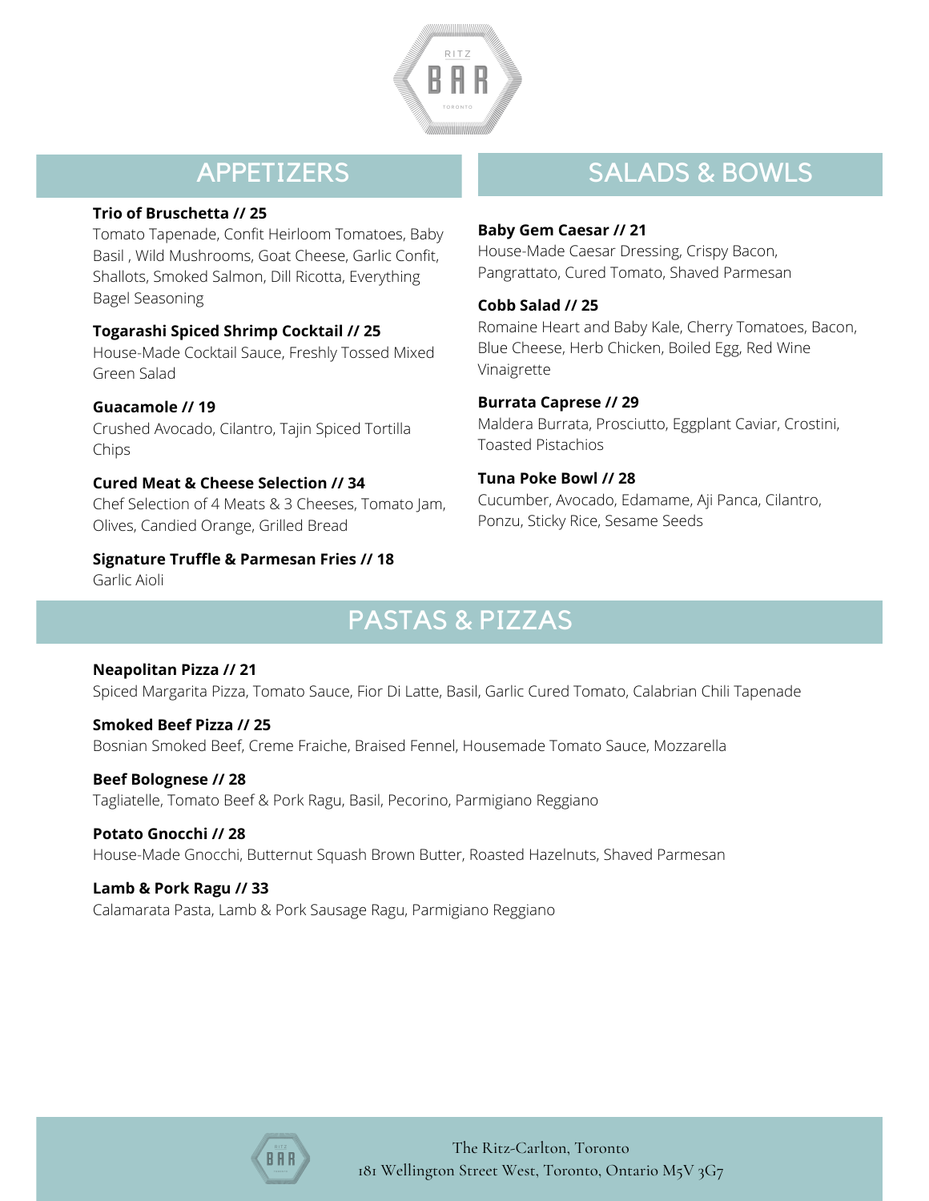RITZ

BAR

TORONTO

## APPETIZERS

**Trio of Bruschetta // 25**
Tomato Tapenade, Confit Heirloom Tomatoes, Baby Basil , Wild Mushrooms, Goat Cheese, Garlic Confit, Shallots, Smoked Salmon, Dill Ricotta, Everything Bagel Seasoning

**Togarashi Spiced Shrimp Cocktail // 25**
House-Made Cocktail Sauce, Freshly Tossed Mixed Green Salad

**Guacamole // 19**
Crushed Avocado, Cilantro, Tajin Spiced Tortilla Chips

**Cured Meat & Cheese Selection // 34**
Chef Selection of 4 Meats & 3 Cheeses, Tomato Jam, Olives, Candied Orange, Grilled Bread

**Signature Truffle & Parmesan Fries // 18**
Garlic Aioli

## SALADS & BOWLS

**Baby Gem Caesar // 21**
House-Made Caesar Dressing, Crispy Bacon, Pangrattato, Cured Tomato, Shaved Parmesan

**Cobb Salad // 25**
Romaine Heart and Baby Kale, Cherry Tomatoes, Bacon, Blue Cheese, Herb Chicken, Boiled Egg, Red Wine Vinaigrette

**Burrata Caprese // 29**
Maldera Burrata, Prosciutto, Eggplant Caviar, Crostini, Toasted Pistachios

**Tuna Poke Bowl // 28**
Cucumber, Avocado, Edamame, Aji Panca, Cilantro, Ponzu, Sticky Rice, Sesame Seeds

## PASTAS & PIZZAS

**Neapolitan Pizza // 21**
Spiced Margarita Pizza, Tomato Sauce, Fior Di Latte, Basil, Garlic Cured Tomato, Calabrian Chili Tapenade

**Smoked Beef Pizza // 25**
Bosnian Smoked Beef, Creme Fraiche, Braised Fennel, Housemade Tomato Sauce, Mozzarella

**Beef Bolognese // 28**
Tagliatelle, Tomato Beef & Pork Ragu, Basil, Pecorino, Parmigiano Reggiano

**Potato Gnocchi // 28**
House-Made Gnocchi, Butternut Squash Brown Butter, Roasted Hazelnuts, Shaved Parmesan

**Lamb & Pork Ragu // 33**
Calamarata Pasta, Lamb & Pork Sausage Ragu, Parmigiano Reggiano

The Ritz-Carlton, Toronto
181 Wellington Street West, Toronto, Ontario M5V 3G7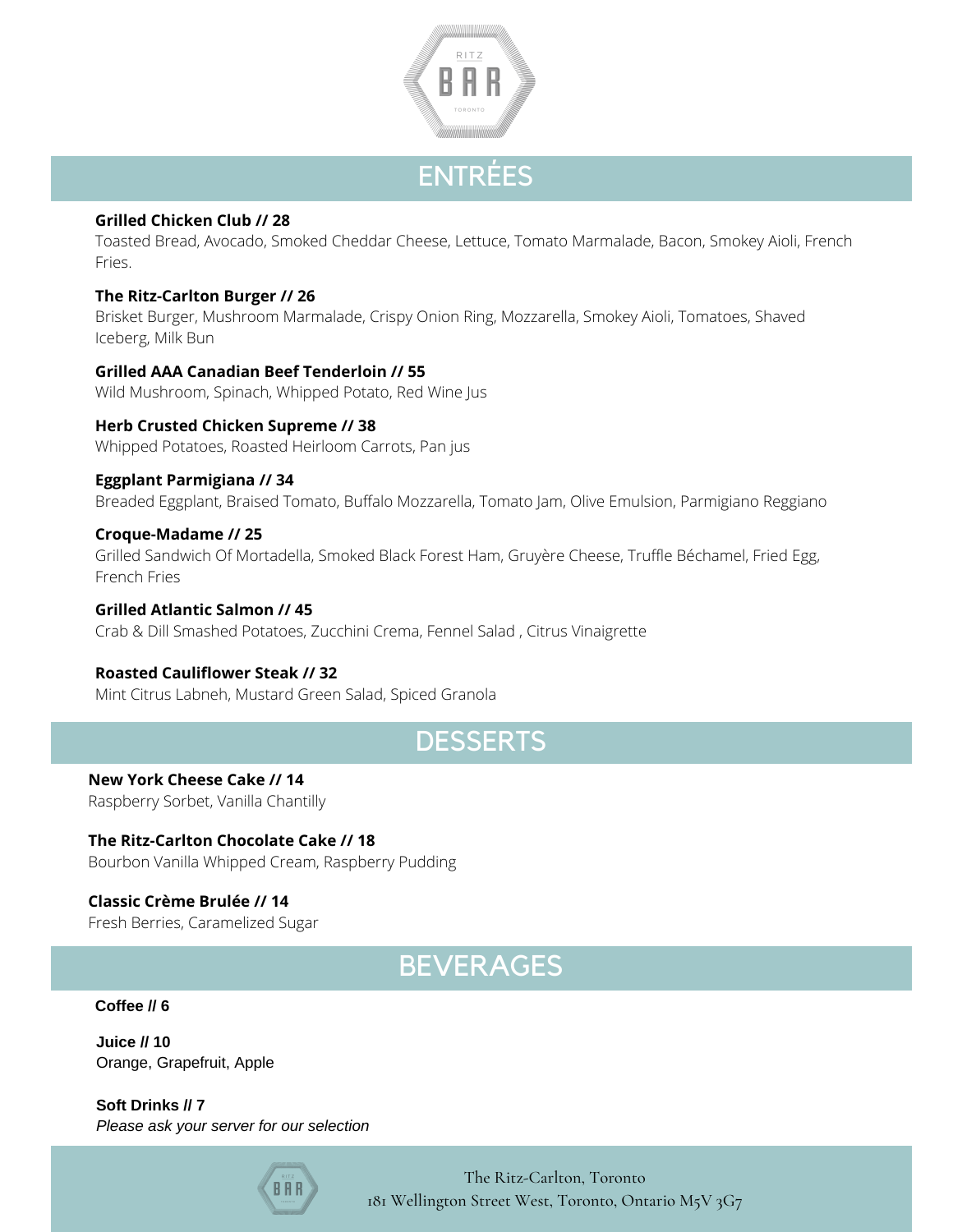RITZ BAR TORONTO

## ENTRÉES

**Grilled Chicken Club // 28**
Toasted Bread, Avocado, Smoked Cheddar Cheese, Lettuce, Tomato Marmalade, Bacon, Smokey Aioli, French Fries.

**The Ritz-Carlton Burger // 26**
Brisket Burger, Mushroom Marmalade, Crispy Onion Ring, Mozzarella, Smokey Aioli, Tomatoes, Shaved Iceberg, Milk Bun

**Grilled AAA Canadian Beef Tenderloin // 55**
Wild Mushroom, Spinach, Whipped Potato, Red Wine Jus

**Herb Crusted Chicken Supreme // 38**
Whipped Potatoes, Roasted Heirloom Carrots, Pan jus

**Eggplant Parmigiana // 34**
Breaded Eggplant, Braised Tomato, Buffalo Mozzarella, Tomato Jam, Olive Emulsion, Parmigiano Reggiano

**Croque-Madame // 25**
Grilled Sandwich Of Mortadella, Smoked Black Forest Ham, Gruyère Cheese, Truffle Béchamel, Fried Egg, French Fries

**Grilled Atlantic Salmon // 45**
Crab & Dill Smashed Potatoes, Zucchini Crema, Fennel Salad , Citrus Vinaigrette

**Roasted Cauliflower Steak // 32**
Mint Citrus Labneh, Mustard Green Salad, Spiced Granola

## DESSERTS

**New York Cheese Cake // 14**
Raspberry Sorbet, Vanilla Chantilly

**The Ritz-Carlton Chocolate Cake // 18**
Bourbon Vanilla Whipped Cream, Raspberry Pudding

**Classic Crème Brulée // 14**
Fresh Berries, Caramelized Sugar

## BEVERAGES

**Coffee // 6**

**Juice // 10**
Orange, Grapefruit, Apple

**Soft Drinks // 7**
*Please ask your server for our selection*

The Ritz-Carlton, Toronto
181 Wellington Street West, Toronto, Ontario M5V 3G7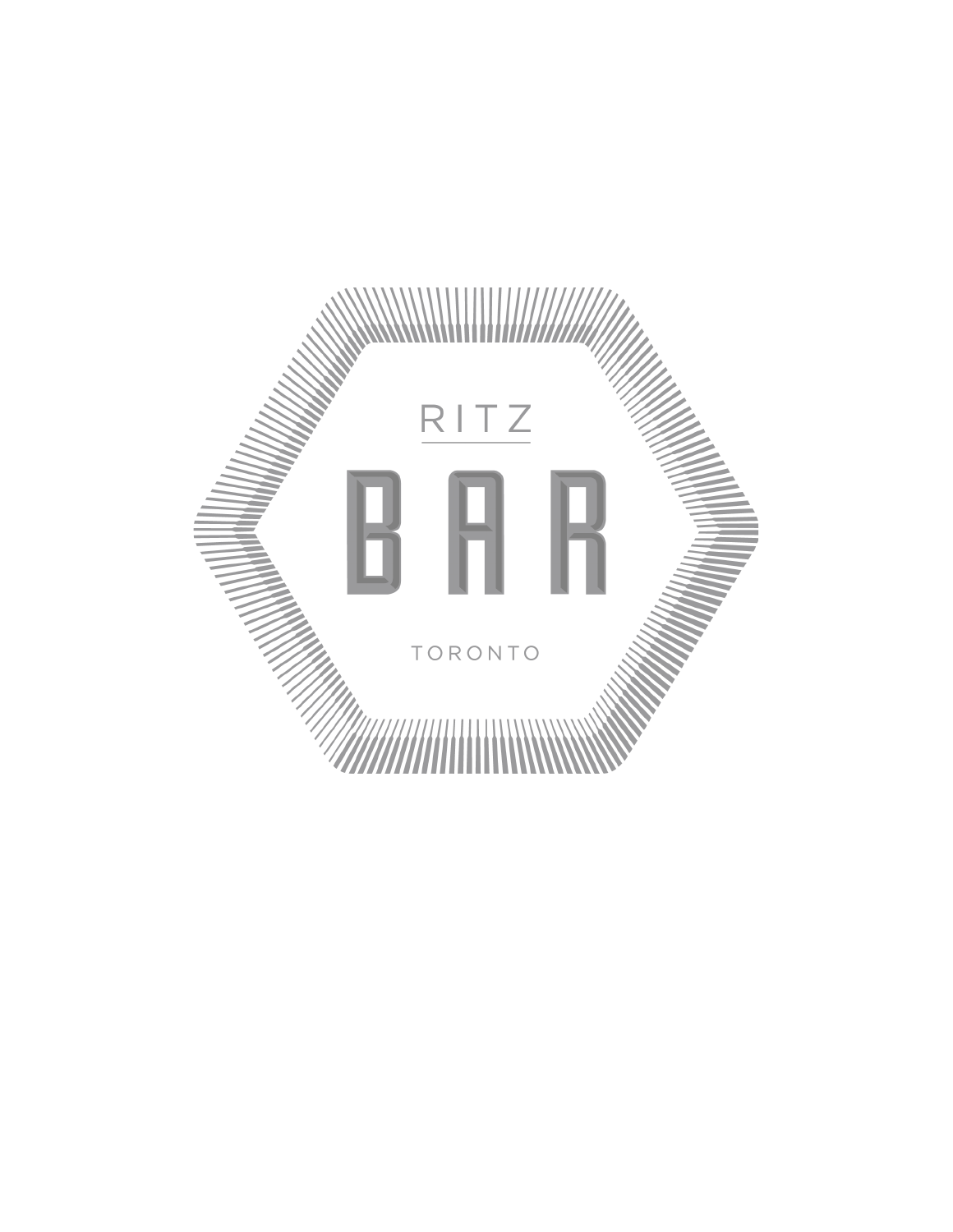RITZ

BAR

TORONTO